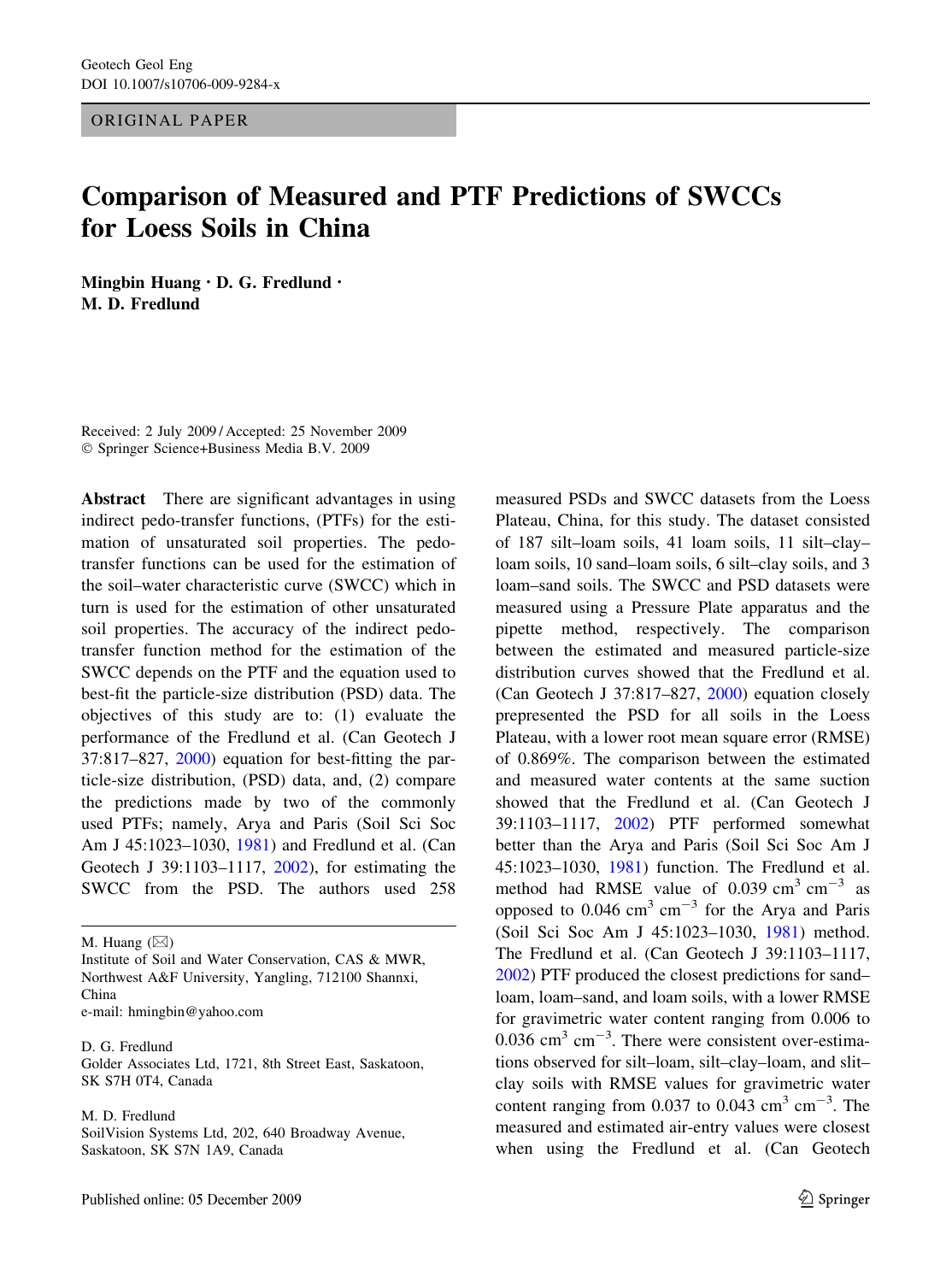ORIGINAL PAPER

# Comparison of Measured and PTF Predictions of SWCCs for Loess Soils in China

**Mingbin Huang · D. G. Fredlund · M. D. Fredlund**

Received: 2 July 2009 / Accepted: 25 November 2009
© Springer Science+Business Media B.V. 2009

**Abstract** There are significant advantages in using indirect pedo-transfer functions, (PTFs) for the estimation of unsaturated soil properties. The pedo-transfer functions can be used for the estimation of the soil–water characteristic curve (SWCC) which in turn is used for the estimation of other unsaturated soil properties. The accuracy of the indirect pedo-transfer function method for the estimation of the SWCC depends on the PTF and the equation used to best-fit the particle-size distribution (PSD) data. The objectives of this study are to: (1) evaluate the performance of the Fredlund et al. (Can Geotech J 37:817–827, 2000) equation for best-fitting the particle-size distribution, (PSD) data, and, (2) compare the predictions made by two of the commonly used PTFs; namely, Arya and Paris (Soil Sci Soc Am J 45:1023–1030, 1981) and Fredlund et al. (Can Geotech J 39:1103–1117, 2002), for estimating the SWCC from the PSD. The authors used 258 measured PSDs and SWCC datasets from the Loess Plateau, China, for this study. The dataset consisted of 187 silt–loam soils, 41 loam soils, 11 silt–clay–loam soils, 10 sand–loam soils, 6 silt–clay soils, and 3 loam–sand soils. The SWCC and PSD datasets were measured using a Pressure Plate apparatus and the pipette method, respectively. The comparison between the estimated and measured particle-size distribution curves showed that the Fredlund et al. (Can Geotech J 37:817–827, 2000) equation closely prepresented the PSD for all soils in the Loess Plateau, with a lower root mean square error (RMSE) of 0.869%. The comparison between the estimated and measured water contents at the same suction showed that the Fredlund et al. (Can Geotech J 39:1103–1117, 2002) PTF performed somewhat better than the Arya and Paris (Soil Sci Soc Am J 45:1023–1030, 1981) function. The Fredlund et al. method had RMSE value of 0.039 $cm^3\ cm^{-3}$ as opposed to 0.046 $cm^3\ cm^{-3}$ for the Arya and Paris (Soil Sci Soc Am J 45:1023–1030, 1981) method. The Fredlund et al. (Can Geotech J 39:1103–1117, 2002) PTF produced the closest predictions for sand–loam, loam–sand, and loam soils, with a lower RMSE for gravimetric water content ranging from 0.006 to 0.036 $cm^3\ cm^{-3}$. There were consistent over-estimations observed for silt–loam, silt–clay–loam, and slit–clay soils with RMSE values for gravimetric water content ranging from 0.037 to 0.043 $cm^3\ cm^{-3}$. The measured and estimated air-entry values were closest when using the Fredlund et al. (Can Geotech

---

M. Huang (✉)
Institute of Soil and Water Conservation, CAS & MWR, Northwest A&F University, Yangling, 712100 Shannxi, China
e-mail: hmingbin@yahoo.com

D. G. Fredlund
Golder Associates Ltd, 1721, 8th Street East, Saskatoon, SK S7H 0T4, Canada

M. D. Fredlund
SoilVision Systems Ltd, 202, 640 Broadway Avenue, Saskatoon, SK S7N 1A9, Canada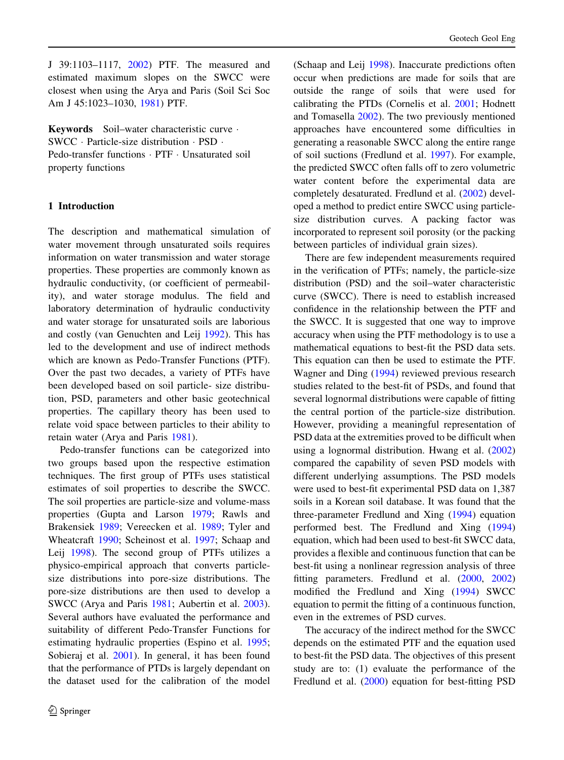J 39:1103–1117, 2002) PTF. The measured and estimated maximum slopes on the SWCC were closest when using the Arya and Paris (Soil Sci Soc Am J 45:1023–1030, 1981) PTF.

**Keywords** Soil–water characteristic curve · SWCC · Particle-size distribution · PSD · Pedo-transfer functions · PTF · Unsaturated soil property functions

## 1 Introduction

The description and mathematical simulation of water movement through unsaturated soils requires information on water transmission and water storage properties. These properties are commonly known as hydraulic conductivity, (or coefficient of permeability), and water storage modulus. The field and laboratory determination of hydraulic conductivity and water storage for unsaturated soils are laborious and costly (van Genuchten and Leij 1992). This has led to the development and use of indirect methods which are known as Pedo-Transfer Functions (PTF). Over the past two decades, a variety of PTFs have been developed based on soil particle- size distribution, PSD, parameters and other basic geotechnical properties. The capillary theory has been used to relate void space between particles to their ability to retain water (Arya and Paris 1981).

Pedo-transfer functions can be categorized into two groups based upon the respective estimation techniques. The first group of PTFs uses statistical estimates of soil properties to describe the SWCC. The soil properties are particle-size and volume-mass properties (Gupta and Larson 1979; Rawls and Brakensiek 1989; Vereecken et al. 1989; Tyler and Wheatcraft 1990; Scheinost et al. 1997; Schaap and Leij 1998). The second group of PTFs utilizes a physico-empirical approach that converts particle-size distributions into pore-size distributions. The pore-size distributions are then used to develop a SWCC (Arya and Paris 1981; Aubertin et al. 2003). Several authors have evaluated the performance and suitability of different Pedo-Transfer Functions for estimating hydraulic properties (Espino et al. 1995; Sobieraj et al. 2001). In general, it has been found that the performance of PTDs is largely dependant on the dataset used for the calibration of the model (Schaap and Leij 1998). Inaccurate predictions often occur when predictions are made for soils that are outside the range of soils that were used for calibrating the PTDs (Cornelis et al. 2001; Hodnett and Tomasella 2002). The two previously mentioned approaches have encountered some difficulties in generating a reasonable SWCC along the entire range of soil suctions (Fredlund et al. 1997). For example, the predicted SWCC often falls off to zero volumetric water content before the experimental data are completely desaturated. Fredlund et al. (2002) developed a method to predict entire SWCC using particle-size distribution curves. A packing factor was incorporated to represent soil porosity (or the packing between particles of individual grain sizes).

There are few independent measurements required in the verification of PTFs; namely, the particle-size distribution (PSD) and the soil–water characteristic curve (SWCC). There is need to establish increased confidence in the relationship between the PTF and the SWCC. It is suggested that one way to improve accuracy when using the PTF methodology is to use a mathematical equations to best-fit the PSD data sets. This equation can then be used to estimate the PTF. Wagner and Ding (1994) reviewed previous research studies related to the best-fit of PSDs, and found that several lognormal distributions were capable of fitting the central portion of the particle-size distribution. However, providing a meaningful representation of PSD data at the extremities proved to be difficult when using a lognormal distribution. Hwang et al. (2002) compared the capability of seven PSD models with different underlying assumptions. The PSD models were used to best-fit experimental PSD data on 1,387 soils in a Korean soil database. It was found that the three-parameter Fredlund and Xing (1994) equation performed best. The Fredlund and Xing (1994) equation, which had been used to best-fit SWCC data, provides a flexible and continuous function that can be best-fit using a nonlinear regression analysis of three fitting parameters. Fredlund et al. (2000, 2002) modified the Fredlund and Xing (1994) SWCC equation to permit the fitting of a continuous function, even in the extremes of PSD curves.

The accuracy of the indirect method for the SWCC depends on the estimated PTF and the equation used to best-fit the PSD data. The objectives of this present study are to: (1) evaluate the performance of the Fredlund et al. (2000) equation for best-fitting PSD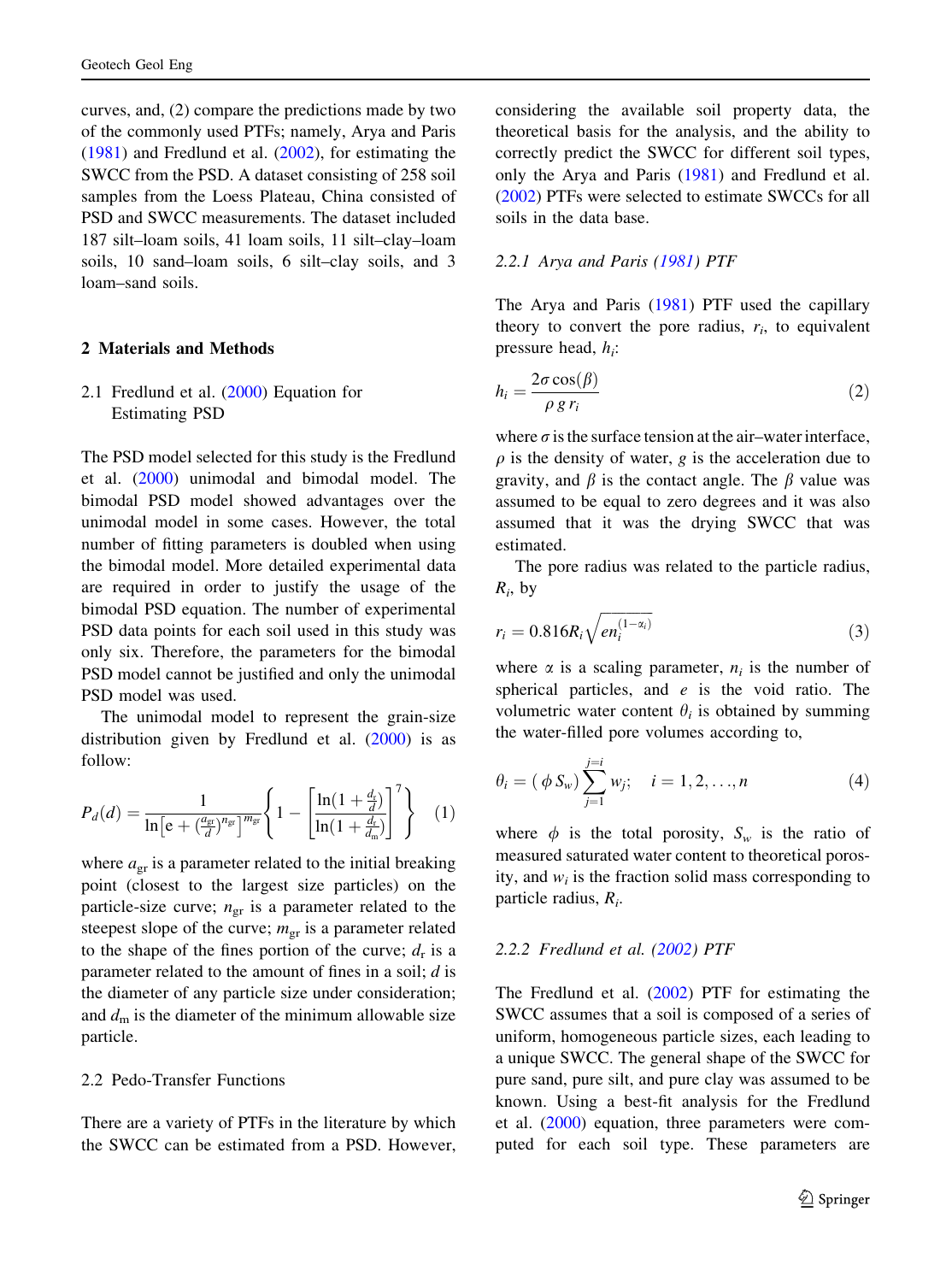curves, and, (2) compare the predictions made by two of the commonly used PTFs; namely, Arya and Paris (1981) and Fredlund et al. (2002), for estimating the SWCC from the PSD. A dataset consisting of 258 soil samples from the Loess Plateau, China consisted of PSD and SWCC measurements. The dataset included 187 silt–loam soils, 41 loam soils, 11 silt–clay–loam soils, 10 sand–loam soils, 6 silt–clay soils, and 3 loam–sand soils.

## 2 Materials and Methods

### 2.1 Fredlund et al. (2000) Equation for Estimating PSD

The PSD model selected for this study is the Fredlund et al. (2000) unimodal and bimodal model. The bimodal PSD model showed advantages over the unimodal model in some cases. However, the total number of fitting parameters is doubled when using the bimodal model. More detailed experimental data are required in order to justify the usage of the bimodal PSD equation. The number of experimental PSD data points for each soil used in this study was only six. Therefore, the parameters for the bimodal PSD model cannot be justified and only the unimodal PSD model was used.

The unimodal model to represent the grain-size distribution given by Fredlund et al. (2000) is as follow:

$$P_d(d) = \frac{1}{\ln\left[e + \left(\frac{a_{gr}}{d}\right)^{n_{gr}}\right]^{m_{gr}}}\left\{1 - \left[\frac{\ln\left(1 + \frac{d_r}{d}\right)}{\ln\left(1 + \frac{d_r}{d_m}\right)}\right]^7\right\} \quad (1)$$

where $a_{gr}$ is a parameter related to the initial breaking point (closest to the largest size particles) on the particle-size curve; $n_{gr}$ is a parameter related to the steepest slope of the curve; $m_{gr}$ is a parameter related to the shape of the fines portion of the curve; $d_r$ is a parameter related to the amount of fines in a soil; $d$ is the diameter of any particle size under consideration; and $d_m$ is the diameter of the minimum allowable size particle.

### 2.2 Pedo-Transfer Functions

There are a variety of PTFs in the literature by which the SWCC can be estimated from a PSD. However, considering the available soil property data, the theoretical basis for the analysis, and the ability to correctly predict the SWCC for different soil types, only the Arya and Paris (1981) and Fredlund et al. (2002) PTFs were selected to estimate SWCCs for all soils in the data base.

#### 2.2.1 Arya and Paris (1981) PTF

The Arya and Paris (1981) PTF used the capillary theory to convert the pore radius, $r_i$, to equivalent pressure head, $h_i$:

$$h_i = \frac{2\sigma\cos(\beta)}{\rho\, g\, r_i} \quad (2)$$

where $\sigma$ is the surface tension at the air–water interface, $\rho$ is the density of water, $g$ is the acceleration due to gravity, and $\beta$ is the contact angle. The $\beta$ value was assumed to be equal to zero degrees and it was also assumed that it was the drying SWCC that was estimated.

The pore radius was related to the particle radius, $R_i$, by

$$r_i = 0.816 R_i \sqrt{e n_i^{(1-\alpha_i)}} \quad (3)$$

where $\alpha$ is a scaling parameter, $n_i$ is the number of spherical particles, and $e$ is the void ratio. The volumetric water content $\theta_i$ is obtained by summing the water-filled pore volumes according to,

$$\theta_i = (\phi\, S_w)\sum_{j=1}^{j=i} w_j; \quad i = 1, 2, \ldots, n \quad (4)$$

where $\phi$ is the total porosity, $S_w$ is the ratio of measured saturated water content to theoretical porosity, and $w_i$ is the fraction solid mass corresponding to particle radius, $R_i$.

#### 2.2.2 Fredlund et al. (2002) PTF

The Fredlund et al. (2002) PTF for estimating the SWCC assumes that a soil is composed of a series of uniform, homogeneous particle sizes, each leading to a unique SWCC. The general shape of the SWCC for pure sand, pure silt, and pure clay was assumed to be known. Using a best-fit analysis for the Fredlund et al. (2000) equation, three parameters were computed for each soil type. These parameters are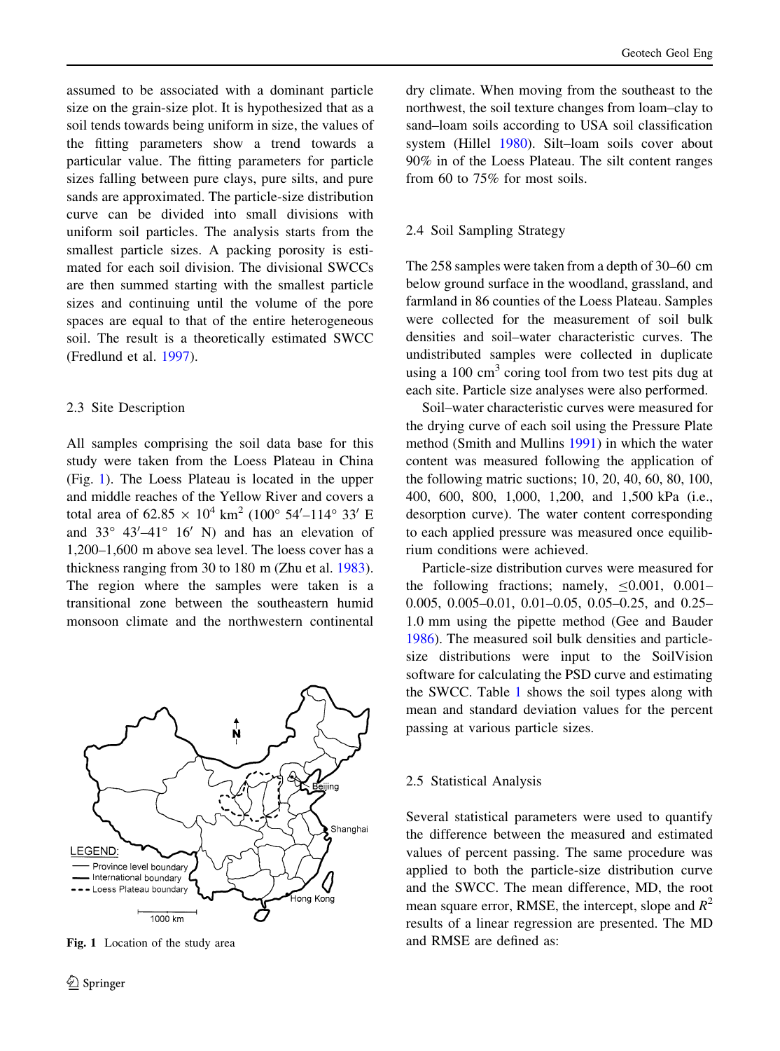assumed to be associated with a dominant particle size on the grain-size plot. It is hypothesized that as a soil tends towards being uniform in size, the values of the fitting parameters show a trend towards a particular value. The fitting parameters for particle sizes falling between pure clays, pure silts, and pure sands are approximated. The particle-size distribution curve can be divided into small divisions with uniform soil particles. The analysis starts from the smallest particle sizes. A packing porosity is estimated for each soil division. The divisional SWCCs are then summed starting with the smallest particle sizes and continuing until the volume of the pore spaces are equal to that of the entire heterogeneous soil. The result is a theoretically estimated SWCC (Fredlund et al. 1997).

### 2.3 Site Description

All samples comprising the soil data base for this study were taken from the Loess Plateau in China (Fig. 1). The Loess Plateau is located in the upper and middle reaches of the Yellow River and covers a total area of $62.85 \times 10^4$ km$^2$ (100° 54′–114° 33′ E and 33° 43′–41° 16′ N) and has an elevation of 1,200–1,600 m above sea level. The loess cover has a thickness ranging from 30 to 180 m (Zhu et al. 1983). The region where the samples were taken is a transitional zone between the southeastern humid monsoon climate and the northwestern continental dry climate. When moving from the southeast to the northwest, the soil texture changes from loam–clay to sand–loam soils according to USA soil classification system (Hillel 1980). Silt–loam soils cover about 90% in of the Loess Plateau. The silt content ranges from 60 to 75% for most soils.

Fig. 1 Location of the study area

### 2.4 Soil Sampling Strategy

The 258 samples were taken from a depth of 30–60 cm below ground surface in the woodland, grassland, and farmland in 86 counties of the Loess Plateau. Samples were collected for the measurement of soil bulk densities and soil–water characteristic curves. The undistributed samples were collected in duplicate using a 100 cm$^3$ coring tool from two test pits dug at each site. Particle size analyses were also performed.

Soil–water characteristic curves were measured for the drying curve of each soil using the Pressure Plate method (Smith and Mullins 1991) in which the water content was measured following the application of the following matric suctions; 10, 20, 40, 60, 80, 100, 400, 600, 800, 1,000, 1,200, and 1,500 kPa (i.e., desorption curve). The water content corresponding to each applied pressure was measured once equilibrium conditions were achieved.

Particle-size distribution curves were measured for the following fractions; namely, $\leq$0.001, 0.001–0.005, 0.005–0.01, 0.01–0.05, 0.05–0.25, and 0.25–1.0 mm using the pipette method (Gee and Bauder 1986). The measured soil bulk densities and particle-size distributions were input to the SoilVision software for calculating the PSD curve and estimating the SWCC. Table 1 shows the soil types along with mean and standard deviation values for the percent passing at various particle sizes.

### 2.5 Statistical Analysis

Several statistical parameters were used to quantify the difference between the measured and estimated values of percent passing. The same procedure was applied to both the particle-size distribution curve and the SWCC. The mean difference, MD, the root mean square error, RMSE, the intercept, slope and $R^2$ results of a linear regression are presented. The MD and RMSE are defined as: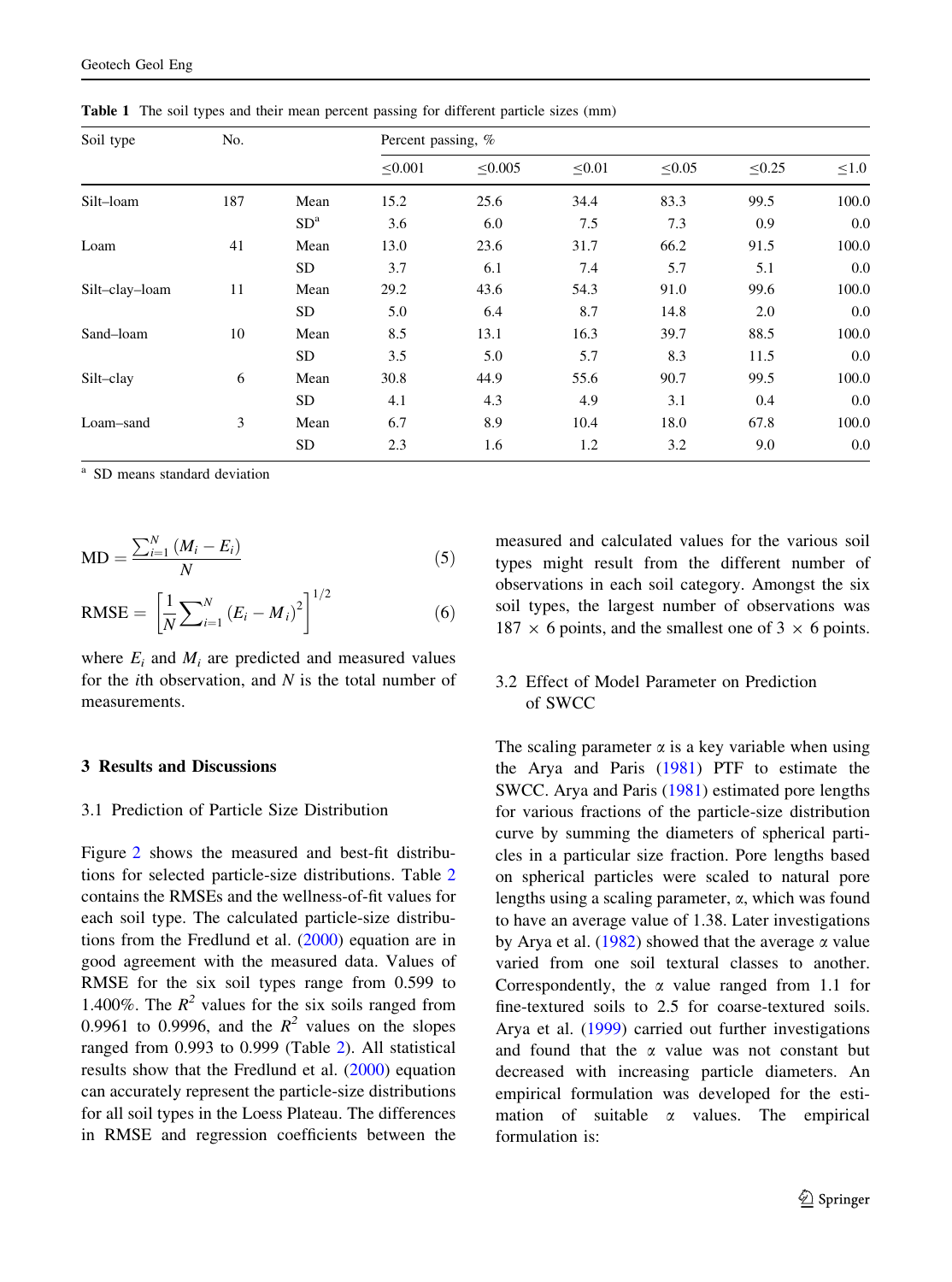**Table 1** The soil types and their mean percent passing for different particle sizes (mm)

| Soil type | No. | | Percent passing, % | | | | | |
|---|---|---|---|---|---|---|---|---|
| | | | ≤0.001 | ≤0.005 | ≤0.01 | ≤0.05 | ≤0.25 | ≤1.0 |
| Silt–loam | 187 | Mean | 15.2 | 25.6 | 34.4 | 83.3 | 99.5 | 100.0 |
| | | SD[a] | 3.6 | 6.0 | 7.5 | 7.3 | 0.9 | 0.0 |
| Loam | 41 | Mean | 13.0 | 23.6 | 31.7 | 66.2 | 91.5 | 100.0 |
| | | SD | 3.7 | 6.1 | 7.4 | 5.7 | 5.1 | 0.0 |
| Silt–clay–loam | 11 | Mean | 29.2 | 43.6 | 54.3 | 91.0 | 99.6 | 100.0 |
| | | SD | 5.0 | 6.4 | 8.7 | 14.8 | 2.0 | 0.0 |
| Sand–loam | 10 | Mean | 8.5 | 13.1 | 16.3 | 39.7 | 88.5 | 100.0 |
| | | SD | 3.5 | 5.0 | 5.7 | 8.3 | 11.5 | 0.0 |
| Silt–clay | 6 | Mean | 30.8 | 44.9 | 55.6 | 90.7 | 99.5 | 100.0 |
| | | SD | 4.1 | 4.3 | 4.9 | 3.1 | 0.4 | 0.0 |
| Loam–sand | 3 | Mean | 6.7 | 8.9 | 10.4 | 18.0 | 67.8 | 100.0 |
| | | SD | 2.3 | 1.6 | 1.2 | 3.2 | 9.0 | 0.0 |

[a] SD means standard deviation

$$\mathrm{MD} = \frac{\sum_{i=1}^{N}(M_i - E_i)}{N} \tag{5}$$

$$\mathrm{RMSE} = \left[\frac{1}{N}\sum_{i=1}^{N}(E_i - M_i)^2\right]^{1/2} \tag{6}$$

where $E_i$ and $M_i$ are predicted and measured values for the $i$th observation, and $N$ is the total number of measurements.

## 3 Results and Discussions

### 3.1 Prediction of Particle Size Distribution

Figure 2 shows the measured and best-fit distributions for selected particle-size distributions. Table 2 contains the RMSEs and the wellness-of-fit values for each soil type. The calculated particle-size distributions from the Fredlund et al. (2000) equation are in good agreement with the measured data. Values of RMSE for the six soil types range from 0.599 to 1.400%. The $R^2$ values for the six soils ranged from 0.9961 to 0.9996, and the $R^2$ values on the slopes ranged from 0.993 to 0.999 (Table 2). All statistical results show that the Fredlund et al. (2000) equation can accurately represent the particle-size distributions for all soil types in the Loess Plateau. The differences in RMSE and regression coefficients between the measured and calculated values for the various soil types might result from the different number of observations in each soil category. Amongst the six soil types, the largest number of observations was 187 × 6 points, and the smallest one of 3 × 6 points.

### 3.2 Effect of Model Parameter on Prediction of SWCC

The scaling parameter α is a key variable when using the Arya and Paris (1981) PTF to estimate the SWCC. Arya and Paris (1981) estimated pore lengths for various fractions of the particle-size distribution curve by summing the diameters of spherical particles in a particular size fraction. Pore lengths based on spherical particles were scaled to natural pore lengths using a scaling parameter, α, which was found to have an average value of 1.38. Later investigations by Arya et al. (1982) showed that the average α value varied from one soil textural classes to another. Correspondently, the α value ranged from 1.1 for fine-textured soils to 2.5 for coarse-textured soils. Arya et al. (1999) carried out further investigations and found that the α value was not constant but decreased with increasing particle diameters. An empirical formulation was developed for the estimation of suitable α values. The empirical formulation is: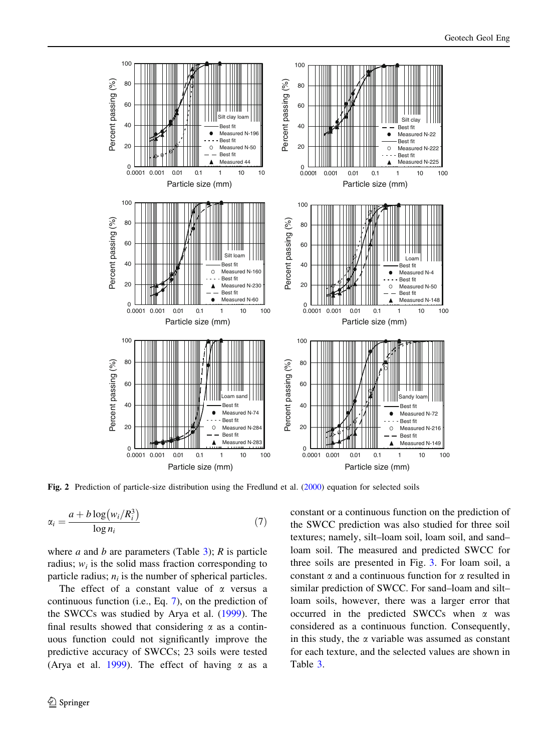**Fig. 2** Prediction of particle-size distribution using the Fredlund et al. (2000) equation for selected soils

$$\alpha_i = \frac{a + b \log\left(w_i / R_i^3\right)}{\log n_i} \tag{7}$$

where $a$ and $b$ are parameters (Table 3); $R$ is particle radius; $w_i$ is the solid mass fraction corresponding to particle radius; $n_i$ is the number of spherical particles.

The effect of a constant value of $\alpha$ versus a continuous function (i.e., Eq. 7), on the prediction of the SWCCs was studied by Arya et al. (1999). The final results showed that considering $\alpha$ as a continuous function could not significantly improve the predictive accuracy of SWCCs; 23 soils were tested (Arya et al. 1999). The effect of having $\alpha$ as a constant or a continuous function on the prediction of the SWCC prediction was also studied for three soil textures; namely, silt–loam soil, loam soil, and sand–loam soil. The measured and predicted SWCC for three soils are presented in Fig. 3. For loam soil, a constant $\alpha$ and a continuous function for $\alpha$ resulted in similar prediction of SWCC. For sand–loam and silt–loam soils, however, there was a larger error that occurred in the predicted SWCCs when $\alpha$ was considered as a continuous function. Consequently, in this study, the $\alpha$ variable was assumed as constant for each texture, and the selected values are shown in Table 3.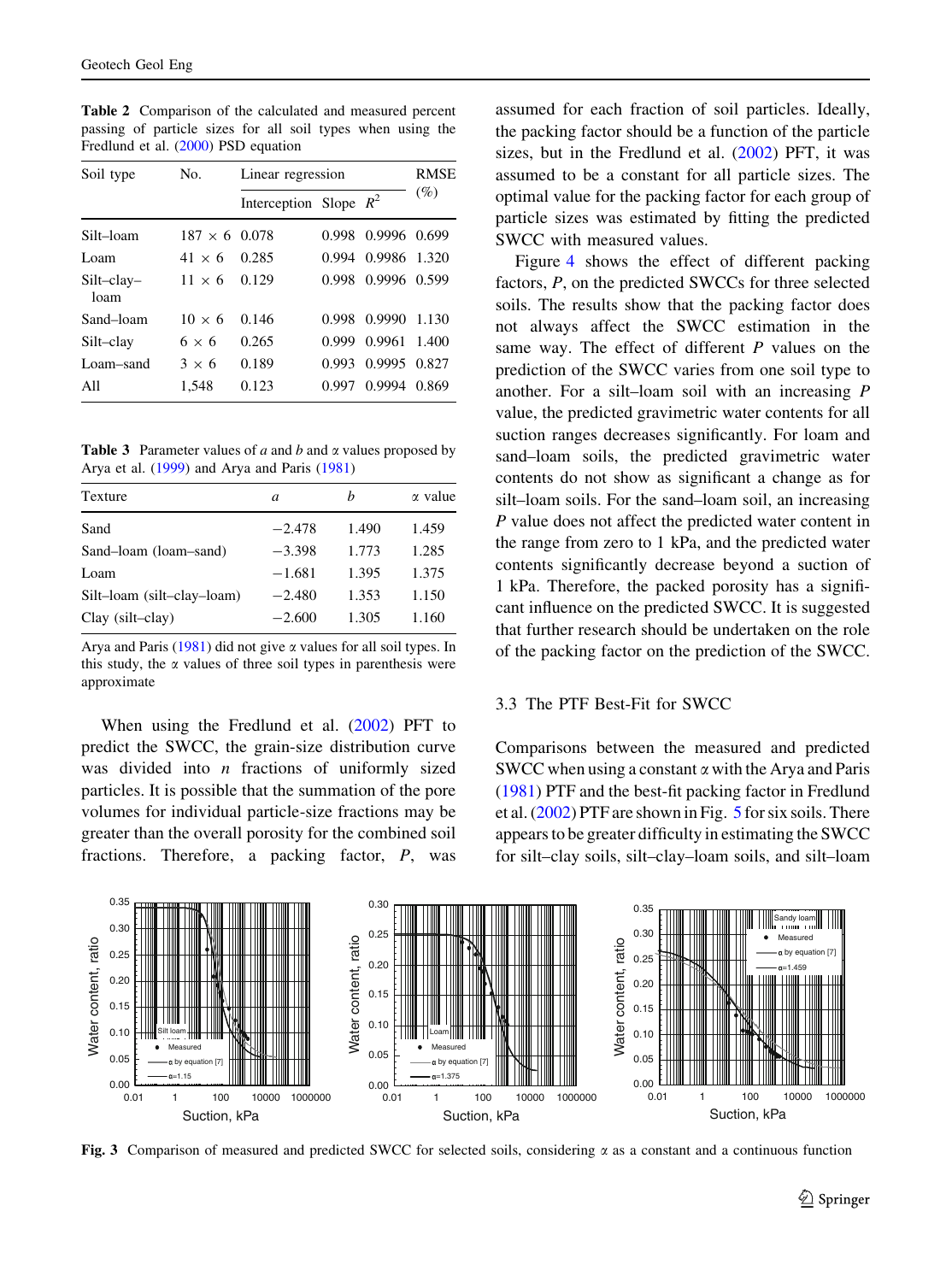**Table 2** Comparison of the calculated and measured percent passing of particle sizes for all soil types when using the Fredlund et al. (2000) PSD equation

| Soil type | No. | Linear regression | | | RMSE (%) |
|---|---|---|---|---|---|
| | | Interception | Slope | $R^2$ | |
| Silt–loam | 187 × 6 | 0.078 | 0.998 | 0.9996 | 0.699 |
| Loam | 41 × 6 | 0.285 | 0.994 | 0.9986 | 1.320 |
| Silt–clay–loam | 11 × 6 | 0.129 | 0.998 | 0.9996 | 0.599 |
| Sand–loam | 10 × 6 | 0.146 | 0.998 | 0.9990 | 1.130 |
| Silt–clay | 6 × 6 | 0.265 | 0.999 | 0.9961 | 1.400 |
| Loam–sand | 3 × 6 | 0.189 | 0.993 | 0.9995 | 0.827 |
| All | 1,548 | 0.123 | 0.997 | 0.9994 | 0.869 |

**Table 3** Parameter values of $a$ and $b$ and $\alpha$ values proposed by Arya et al. (1999) and Arya and Paris (1981)

| Texture | $a$ | $b$ | $\alpha$ value |
|---|---|---|---|
| Sand | −2.478 | 1.490 | 1.459 |
| Sand–loam (loam–sand) | −3.398 | 1.773 | 1.285 |
| Loam | −1.681 | 1.395 | 1.375 |
| Silt–loam (silt–clay–loam) | −2.480 | 1.353 | 1.150 |
| Clay (silt–clay) | −2.600 | 1.305 | 1.160 |

Arya and Paris (1981) did not give $\alpha$ values for all soil types. In this study, the $\alpha$ values of three soil types in parenthesis were approximate

When using the Fredlund et al. (2002) PFT to predict the SWCC, the grain-size distribution curve was divided into $n$ fractions of uniformly sized particles. It is possible that the summation of the pore volumes for individual particle-size fractions may be greater than the overall porosity for the combined soil fractions. Therefore, a packing factor, $P$, was assumed for each fraction of soil particles. Ideally, the packing factor should be a function of the particle sizes, but in the Fredlund et al. (2002) PFT, it was assumed to be a constant for all particle sizes. The optimal value for the packing factor for each group of particle sizes was estimated by fitting the predicted SWCC with measured values.

Figure 4 shows the effect of different packing factors, $P$, on the predicted SWCCs for three selected soils. The results show that the packing factor does not always affect the SWCC estimation in the same way. The effect of different $P$ values on the prediction of the SWCC varies from one soil type to another. For a silt–loam soil with an increasing $P$ value, the predicted gravimetric water contents for all suction ranges decreases significantly. For loam and sand–loam soils, the predicted gravimetric water contents do not show as significant a change as for silt–loam soils. For the sand–loam soil, an increasing $P$ value does not affect the predicted water content in the range from zero to 1 kPa, and the predicted water contents significantly decrease beyond a suction of 1 kPa. Therefore, the packed porosity has a significant influence on the predicted SWCC. It is suggested that further research should be undertaken on the role of the packing factor on the prediction of the SWCC.

### 3.3 The PTF Best-Fit for SWCC

Comparisons between the measured and predicted SWCC when using a constant $\alpha$ with the Arya and Paris (1981) PTF and the best-fit packing factor in Fredlund et al. (2002) PTF are shown in Fig. 5 for six soils. There appears to be greater difficulty in estimating the SWCC for silt–clay soils, silt–clay–loam soils, and silt–loam

**Fig. 3** Comparison of measured and predicted SWCC for selected soils, considering $\alpha$ as a constant and a continuous function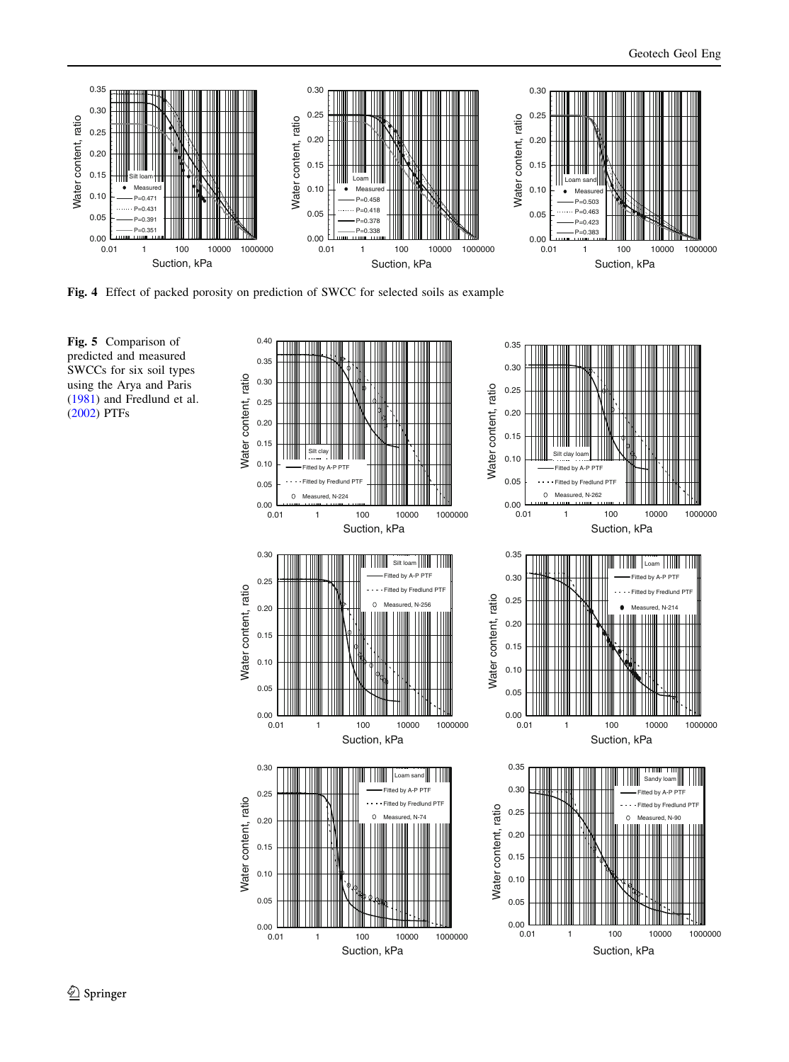**Fig. 4** Effect of packed porosity on prediction of SWCC for selected soils as example

**Fig. 5** Comparison of predicted and measured SWCCs for six soil types using the Arya and Paris (1981) and Fredlund et al. (2002) PTFs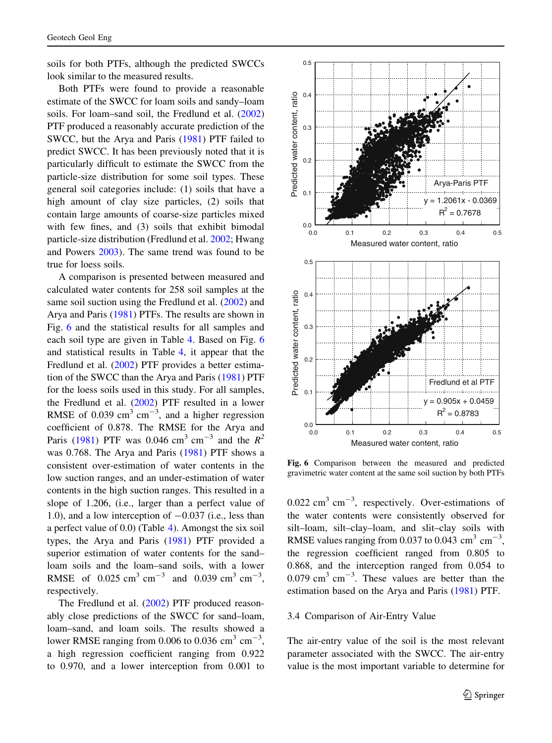soils for both PTFs, although the predicted SWCCs look similar to the measured results.

Both PTFs were found to provide a reasonable estimate of the SWCC for loam soils and sandy–loam soils. For loam–sand soil, the Fredlund et al. (2002) PTF produced a reasonably accurate prediction of the SWCC, but the Arya and Paris (1981) PTF failed to predict SWCC. It has been previously noted that it is particularly difficult to estimate the SWCC from the particle-size distribution for some soil types. These general soil categories include: (1) soils that have a high amount of clay size particles, (2) soils that contain large amounts of coarse-size particles mixed with few fines, and (3) soils that exhibit bimodal particle-size distribution (Fredlund et al. 2002; Hwang and Powers 2003). The same trend was found to be true for loess soils.

A comparison is presented between measured and calculated water contents for 258 soil samples at the same soil suction using the Fredlund et al. (2002) and Arya and Paris (1981) PTFs. The results are shown in Fig. 6 and the statistical results for all samples and each soil type are given in Table 4. Based on Fig. 6 and statistical results in Table 4, it appear that the Fredlund et al. (2002) PTF provides a better estimation of the SWCC than the Arya and Paris (1981) PTF for the loess soils used in this study. For all samples, the Fredlund et al. (2002) PTF resulted in a lower RMSE of 0.039 $cm^3\ cm^{-3}$, and a higher regression coefficient of 0.878. The RMSE for the Arya and Paris (1981) PTF was 0.046 $cm^3\ cm^{-3}$ and the $R^2$ was 0.768. The Arya and Paris (1981) PTF shows a consistent over-estimation of water contents in the low suction ranges, and an under-estimation of water contents in the high suction ranges. This resulted in a slope of 1.206, (i.e., larger than a perfect value of 1.0), and a low interception of −0.037 (i.e., less than a perfect value of 0.0) (Table 4). Amongst the six soil types, the Arya and Paris (1981) PTF provided a superior estimation of water contents for the sand–loam soils and the loam–sand soils, with a lower RMSE of 0.025 $cm^3\ cm^{-3}$ and 0.039 $cm^3\ cm^{-3}$, respectively.

The Fredlund et al. (2002) PTF produced reasonably close predictions of the SWCC for sand–loam, loam–sand, and loam soils. The results showed a lower RMSE ranging from 0.006 to 0.036 $cm^3\ cm^{-3}$, a high regression coefficient ranging from 0.922 to 0.970, and a lower interception from 0.001 to 0.022 $cm^3\ cm^{-3}$, respectively. Over-estimations of the water contents were consistently observed for silt–loam, silt–clay–loam, and slit–clay soils with RMSE values ranging from 0.037 to 0.043 $cm^3\ cm^{-3}$, the regression coefficient ranged from 0.805 to 0.868, and the interception ranged from 0.054 to 0.079 $cm^3\ cm^{-3}$. These values are better than the estimation based on the Arya and Paris (1981) PTF.

**Fig. 6** Comparison between the measured and predicted gravimetric water content at the same soil suction by both PTFs

## 3.4 Comparison of Air-Entry Value

The air-entry value of the soil is the most relevant parameter associated with the SWCC. The air-entry value is the most important variable to determine for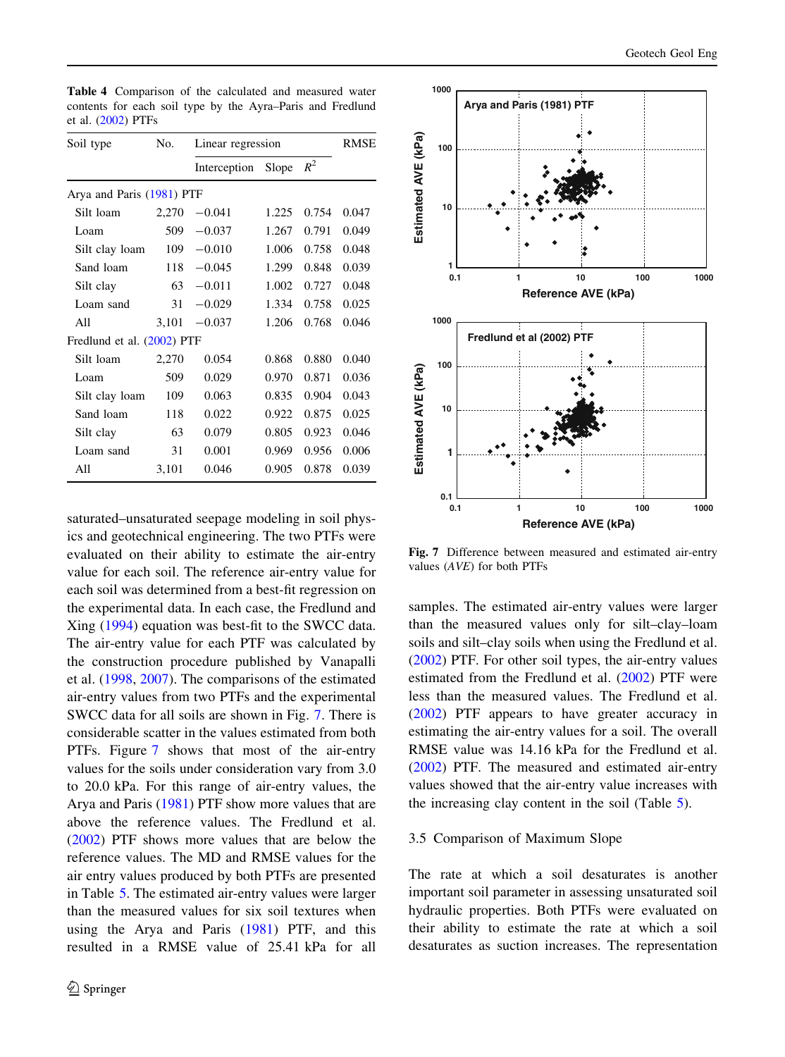**Table 4** Comparison of the calculated and measured water contents for each soil type by the Ayra–Paris and Fredlund et al. (2002) PTFs

| Soil type | No. | Linear regression | | | RMSE |
|---|---|---|---|---|---|
| | | Interception | Slope | $R^2$ | |
| Arya and Paris (1981) PTF | | | | | |
| Silt loam | 2,270 | −0.041 | 1.225 | 0.754 | 0.047 |
| Loam | 509 | −0.037 | 1.267 | 0.791 | 0.049 |
| Silt clay loam | 109 | −0.010 | 1.006 | 0.758 | 0.048 |
| Sand loam | 118 | −0.045 | 1.299 | 0.848 | 0.039 |
| Silt clay | 63 | −0.011 | 1.002 | 0.727 | 0.048 |
| Loam sand | 31 | −0.029 | 1.334 | 0.758 | 0.025 |
| All | 3,101 | −0.037 | 1.206 | 0.768 | 0.046 |
| Fredlund et al. (2002) PTF | | | | | |
| Silt loam | 2,270 | 0.054 | 0.868 | 0.880 | 0.040 |
| Loam | 509 | 0.029 | 0.970 | 0.871 | 0.036 |
| Silt clay loam | 109 | 0.063 | 0.835 | 0.904 | 0.043 |
| Sand loam | 118 | 0.022 | 0.922 | 0.875 | 0.025 |
| Silt clay | 63 | 0.079 | 0.805 | 0.923 | 0.046 |
| Loam sand | 31 | 0.001 | 0.969 | 0.956 | 0.006 |
| All | 3,101 | 0.046 | 0.905 | 0.878 | 0.039 |

saturated–unsaturated seepage modeling in soil physics and geotechnical engineering. The two PTFs were evaluated on their ability to estimate the air-entry value for each soil. The reference air-entry value for each soil was determined from a best-fit regression on the experimental data. In each case, the Fredlund and Xing (1994) equation was best-fit to the SWCC data. The air-entry value for each PTF was calculated by the construction procedure published by Vanapalli et al. (1998, 2007). The comparisons of the estimated air-entry values from two PTFs and the experimental SWCC data for all soils are shown in Fig. 7. There is considerable scatter in the values estimated from both PTFs. Figure 7 shows that most of the air-entry values for the soils under consideration vary from 3.0 to 20.0 kPa. For this range of air-entry values, the Arya and Paris (1981) PTF show more values that are above the reference values. The Fredlund et al. (2002) PTF shows more values that are below the reference values. The MD and RMSE values for the air entry values produced by both PTFs are presented in Table 5. The estimated air-entry values were larger than the measured values for six soil textures when using the Arya and Paris (1981) PTF, and this resulted in a RMSE value of 25.41 kPa for all samples. The estimated air-entry values were larger than the measured values only for silt–clay–loam soils and silt–clay soils when using the Fredlund et al. (2002) PTF. For other soil types, the air-entry values estimated from the Fredlund et al. (2002) PTF were less than the measured values. The Fredlund et al. (2002) PTF appears to have greater accuracy in estimating the air-entry values for a soil. The overall RMSE value was 14.16 kPa for the Fredlund et al. (2002) PTF. The measured and estimated air-entry values showed that the air-entry value increases with the increasing clay content in the soil (Table 5).

**Fig. 7** Difference between measured and estimated air-entry values (*AVE*) for both PTFs

### 3.5 Comparison of Maximum Slope

The rate at which a soil desaturates is another important soil parameter in assessing unsaturated soil hydraulic properties. Both PTFs were evaluated on their ability to estimate the rate at which a soil desaturates as suction increases. The representation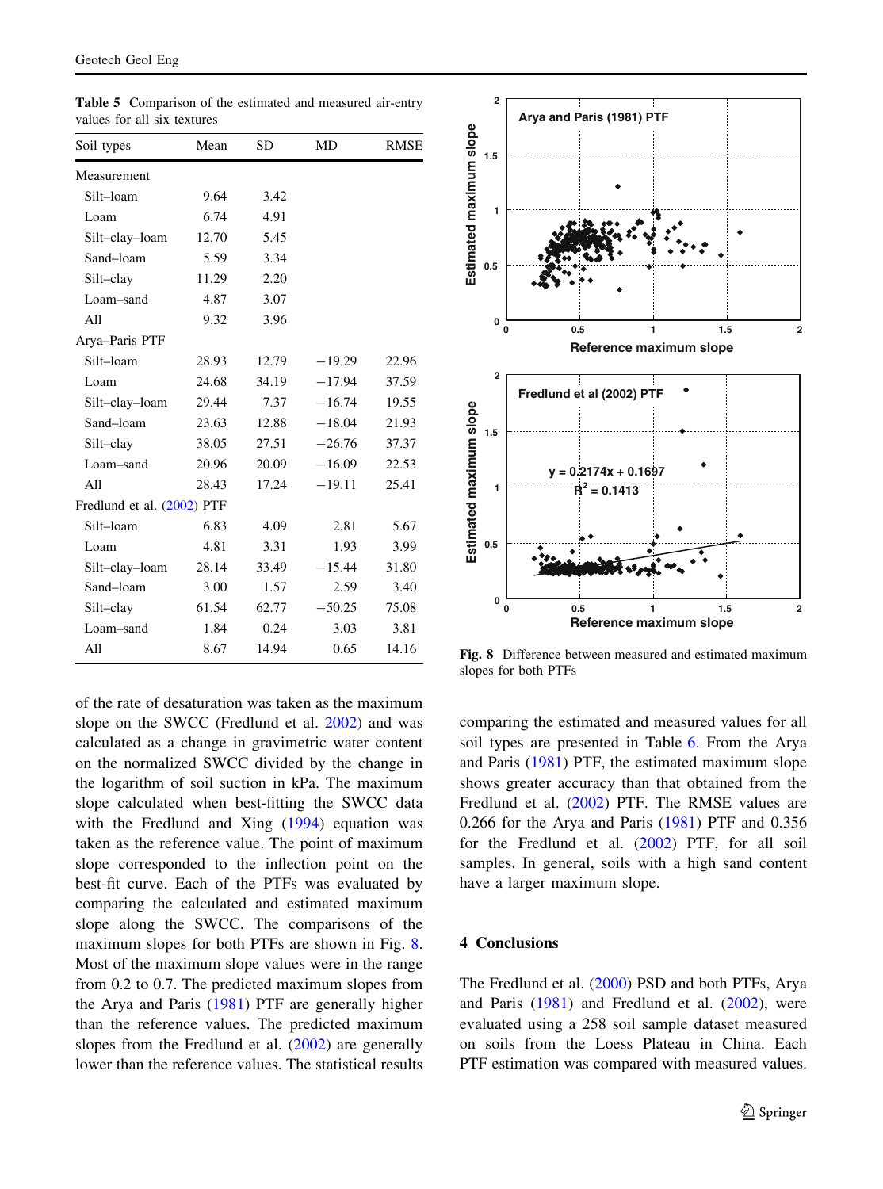**Table 5** Comparison of the estimated and measured air-entry values for all six textures

| Soil types | Mean | SD | MD | RMSE |
|---|---|---|---|---|
| Measurement | | | | |
| Silt–loam | 9.64 | 3.42 | | |
| Loam | 6.74 | 4.91 | | |
| Silt–clay–loam | 12.70 | 5.45 | | |
| Sand–loam | 5.59 | 3.34 | | |
| Silt–clay | 11.29 | 2.20 | | |
| Loam–sand | 4.87 | 3.07 | | |
| All | 9.32 | 3.96 | | |
| Arya–Paris PTF | | | | |
| Silt–loam | 28.93 | 12.79 | −19.29 | 22.96 |
| Loam | 24.68 | 34.19 | −17.94 | 37.59 |
| Silt–clay–loam | 29.44 | 7.37 | −16.74 | 19.55 |
| Sand–loam | 23.63 | 12.88 | −18.04 | 21.93 |
| Silt–clay | 38.05 | 27.51 | −26.76 | 37.37 |
| Loam–sand | 20.96 | 20.09 | −16.09 | 22.53 |
| All | 28.43 | 17.24 | −19.11 | 25.41 |
| Fredlund et al. (2002) PTF | | | | |
| Silt–loam | 6.83 | 4.09 | 2.81 | 5.67 |
| Loam | 4.81 | 3.31 | 1.93 | 3.99 |
| Silt–clay–loam | 28.14 | 33.49 | −15.44 | 31.80 |
| Sand–loam | 3.00 | 1.57 | 2.59 | 3.40 |
| Silt–clay | 61.54 | 62.77 | −50.25 | 75.08 |
| Loam–sand | 1.84 | 0.24 | 3.03 | 3.81 |
| All | 8.67 | 14.94 | 0.65 | 14.16 |

of the rate of desaturation was taken as the maximum slope on the SWCC (Fredlund et al. 2002) and was calculated as a change in gravimetric water content on the normalized SWCC divided by the change in the logarithm of soil suction in kPa. The maximum slope calculated when best-fitting the SWCC data with the Fredlund and Xing (1994) equation was taken as the reference value. The point of maximum slope corresponded to the inflection point on the best-fit curve. Each of the PTFs was evaluated by comparing the calculated and estimated maximum slope along the SWCC. The comparisons of the maximum slopes for both PTFs are shown in Fig. 8. Most of the maximum slope values were in the range from 0.2 to 0.7. The predicted maximum slopes from the Arya and Paris (1981) PTF are generally higher than the reference values. The predicted maximum slopes from the Fredlund et al. (2002) are generally lower than the reference values. The statistical results comparing the estimated and measured values for all soil types are presented in Table 6. From the Arya and Paris (1981) PTF, the estimated maximum slope shows greater accuracy than that obtained from the Fredlund et al. (2002) PTF. The RMSE values are 0.266 for the Arya and Paris (1981) PTF and 0.356 for the Fredlund et al. (2002) PTF, for all soil samples. In general, soils with a high sand content have a larger maximum slope.

**Fig. 8** Difference between measured and estimated maximum slopes for both PTFs

## 4 Conclusions

The Fredlund et al. (2000) PSD and both PTFs, Arya and Paris (1981) and Fredlund et al. (2002), were evaluated using a 258 soil sample dataset measured on soils from the Loess Plateau in China. Each PTF estimation was compared with measured values.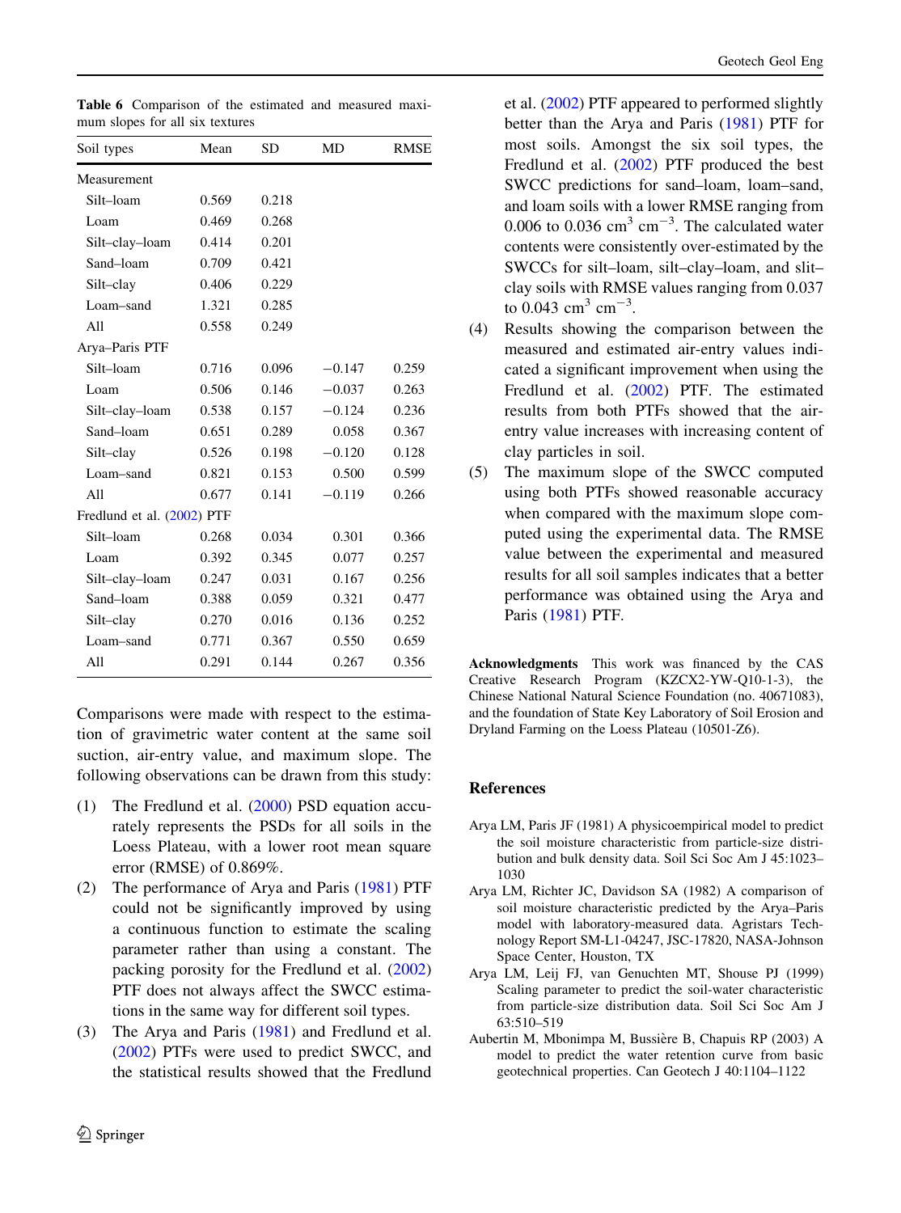**Table 6** Comparison of the estimated and measured maximum slopes for all six textures

| Soil types | Mean | SD | MD | RMSE |
|---|---|---|---|---|
| Measurement | | | | |
| Silt–loam | 0.569 | 0.218 | | |
| Loam | 0.469 | 0.268 | | |
| Silt–clay–loam | 0.414 | 0.201 | | |
| Sand–loam | 0.709 | 0.421 | | |
| Silt–clay | 0.406 | 0.229 | | |
| Loam–sand | 1.321 | 0.285 | | |
| All | 0.558 | 0.249 | | |
| Arya–Paris PTF | | | | |
| Silt–loam | 0.716 | 0.096 | −0.147 | 0.259 |
| Loam | 0.506 | 0.146 | −0.037 | 0.263 |
| Silt–clay–loam | 0.538 | 0.157 | −0.124 | 0.236 |
| Sand–loam | 0.651 | 0.289 | 0.058 | 0.367 |
| Silt–clay | 0.526 | 0.198 | −0.120 | 0.128 |
| Loam–sand | 0.821 | 0.153 | 0.500 | 0.599 |
| All | 0.677 | 0.141 | −0.119 | 0.266 |
| Fredlund et al. (2002) PTF | | | | |
| Silt–loam | 0.268 | 0.034 | 0.301 | 0.366 |
| Loam | 0.392 | 0.345 | 0.077 | 0.257 |
| Silt–clay–loam | 0.247 | 0.031 | 0.167 | 0.256 |
| Sand–loam | 0.388 | 0.059 | 0.321 | 0.477 |
| Silt–clay | 0.270 | 0.016 | 0.136 | 0.252 |
| Loam–sand | 0.771 | 0.367 | 0.550 | 0.659 |
| All | 0.291 | 0.144 | 0.267 | 0.356 |

Comparisons were made with respect to the estimation of gravimetric water content at the same soil suction, air-entry value, and maximum slope. The following observations can be drawn from this study:

(1) The Fredlund et al. (2000) PSD equation accurately represents the PSDs for all soils in the Loess Plateau, with a lower root mean square error (RMSE) of 0.869%.

(2) The performance of Arya and Paris (1981) PTF could not be significantly improved by using a continuous function to estimate the scaling parameter rather than using a constant. The packing porosity for the Fredlund et al. (2002) PTF does not always affect the SWCC estimations in the same way for different soil types.

(3) The Arya and Paris (1981) and Fredlund et al. (2002) PTFs were used to predict SWCC, and the statistical results showed that the Fredlund et al. (2002) PTF appeared to performed slightly better than the Arya and Paris (1981) PTF for most soils. Amongst the six soil types, the Fredlund et al. (2002) PTF produced the best SWCC predictions for sand–loam, loam–sand, and loam soils with a lower RMSE ranging from 0.006 to 0.036 $cm^3\ cm^{-3}$. The calculated water contents were consistently over-estimated by the SWCCs for silt–loam, silt–clay–loam, and slit–clay soils with RMSE values ranging from 0.037 to 0.043 $cm^3\ cm^{-3}$.

(4) Results showing the comparison between the measured and estimated air-entry values indicated a significant improvement when using the Fredlund et al. (2002) PTF. The estimated results from both PTFs showed that the air-entry value increases with increasing content of clay particles in soil.

(5) The maximum slope of the SWCC computed using both PTFs showed reasonable accuracy when compared with the maximum slope computed using the experimental data. The RMSE value between the experimental and measured results for all soil samples indicates that a better performance was obtained using the Arya and Paris (1981) PTF.

**Acknowledgments** This work was financed by the CAS Creative Research Program (KZCX2-YW-Q10-1-3), the Chinese National Natural Science Foundation (no. 40671083), and the foundation of State Key Laboratory of Soil Erosion and Dryland Farming on the Loess Plateau (10501-Z6).

## References

Arya LM, Paris JF (1981) A physicoempirical model to predict the soil moisture characteristic from particle-size distribution and bulk density data. Soil Sci Soc Am J 45:1023–1030

Arya LM, Richter JC, Davidson SA (1982) A comparison of soil moisture characteristic predicted by the Arya–Paris model with laboratory-measured data. Agristars Technology Report SM-L1-04247, JSC-17820, NASA-Johnson Space Center, Houston, TX

Arya LM, Leij FJ, van Genuchten MT, Shouse PJ (1999) Scaling parameter to predict the soil-water characteristic from particle-size distribution data. Soil Sci Soc Am J 63:510–519

Aubertin M, Mbonimpa M, Bussière B, Chapuis RP (2003) A model to predict the water retention curve from basic geotechnical properties. Can Geotech J 40:1104–1122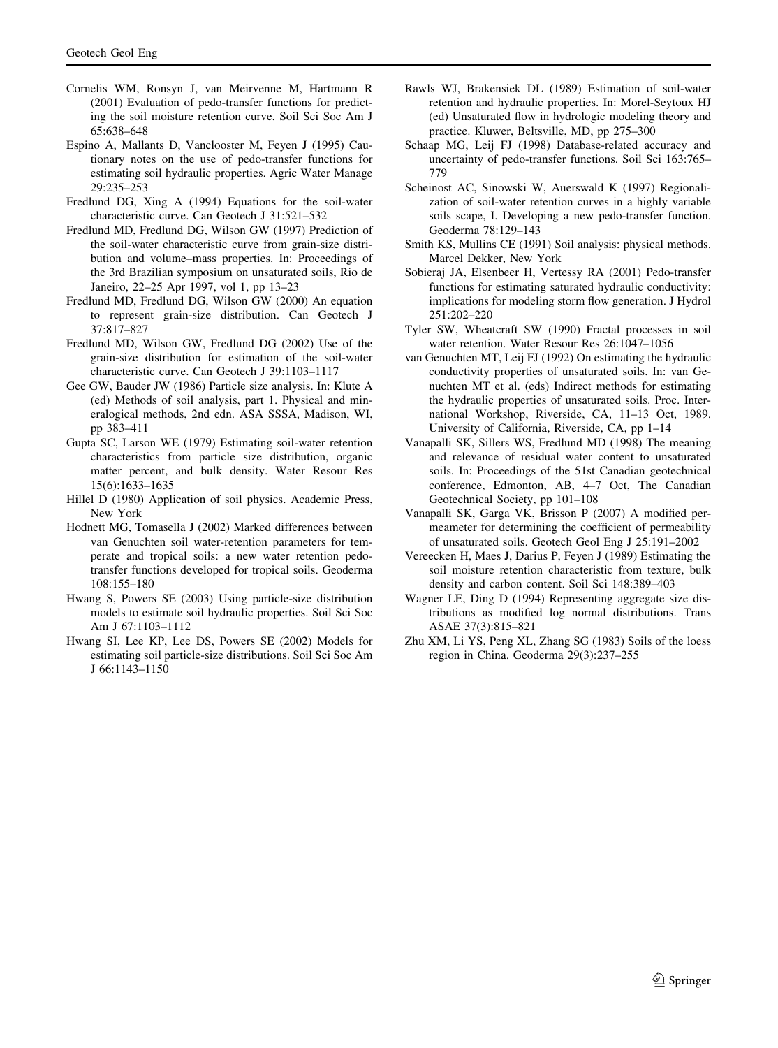Cornelis WM, Ronsyn J, van Meirvenne M, Hartmann R (2001) Evaluation of pedo-transfer functions for predicting the soil moisture retention curve. Soil Sci Soc Am J 65:638–648

Espino A, Mallants D, Vanclooster M, Feyen J (1995) Cautionary notes on the use of pedo-transfer functions for estimating soil hydraulic properties. Agric Water Manage 29:235–253

Fredlund DG, Xing A (1994) Equations for the soil-water characteristic curve. Can Geotech J 31:521–532

Fredlund MD, Fredlund DG, Wilson GW (1997) Prediction of the soil-water characteristic curve from grain-size distribution and volume–mass properties. In: Proceedings of the 3rd Brazilian symposium on unsaturated soils, Rio de Janeiro, 22–25 Apr 1997, vol 1, pp 13–23

Fredlund MD, Fredlund DG, Wilson GW (2000) An equation to represent grain-size distribution. Can Geotech J 37:817–827

Fredlund MD, Wilson GW, Fredlund DG (2002) Use of the grain-size distribution for estimation of the soil-water characteristic curve. Can Geotech J 39:1103–1117

Gee GW, Bauder JW (1986) Particle size analysis. In: Klute A (ed) Methods of soil analysis, part 1. Physical and mineralogical methods, 2nd edn. ASA SSSA, Madison, WI, pp 383–411

Gupta SC, Larson WE (1979) Estimating soil-water retention characteristics from particle size distribution, organic matter percent, and bulk density. Water Resour Res 15(6):1633–1635

Hillel D (1980) Application of soil physics. Academic Press, New York

Hodnett MG, Tomasella J (2002) Marked differences between van Genuchten soil water-retention parameters for temperate and tropical soils: a new water retention pedo-transfer functions developed for tropical soils. Geoderma 108:155–180

Hwang S, Powers SE (2003) Using particle-size distribution models to estimate soil hydraulic properties. Soil Sci Soc Am J 67:1103–1112

Hwang SI, Lee KP, Lee DS, Powers SE (2002) Models for estimating soil particle-size distributions. Soil Sci Soc Am J 66:1143–1150

Rawls WJ, Brakensiek DL (1989) Estimation of soil-water retention and hydraulic properties. In: Morel-Seytoux HJ (ed) Unsaturated flow in hydrologic modeling theory and practice. Kluwer, Beltsville, MD, pp 275–300

Schaap MG, Leij FJ (1998) Database-related accuracy and uncertainty of pedo-transfer functions. Soil Sci 163:765–779

Scheinost AC, Sinowski W, Auerswald K (1997) Regionalization of soil-water retention curves in a highly variable soils scape, I. Developing a new pedo-transfer function. Geoderma 78:129–143

Smith KS, Mullins CE (1991) Soil analysis: physical methods. Marcel Dekker, New York

Sobieraj JA, Elsenbeer H, Vertessy RA (2001) Pedo-transfer functions for estimating saturated hydraulic conductivity: implications for modeling storm flow generation. J Hydrol 251:202–220

Tyler SW, Wheatcraft SW (1990) Fractal processes in soil water retention. Water Resour Res 26:1047–1056

van Genuchten MT, Leij FJ (1992) On estimating the hydraulic conductivity properties of unsaturated soils. In: van Genuchten MT et al. (eds) Indirect methods for estimating the hydraulic properties of unsaturated soils. Proc. International Workshop, Riverside, CA, 11–13 Oct, 1989. University of California, Riverside, CA, pp 1–14

Vanapalli SK, Sillers WS, Fredlund MD (1998) The meaning and relevance of residual water content to unsaturated soils. In: Proceedings of the 51st Canadian geotechnical conference, Edmonton, AB, 4–7 Oct, The Canadian Geotechnical Society, pp 101–108

Vanapalli SK, Garga VK, Brisson P (2007) A modified permeameter for determining the coefficient of permeability of unsaturated soils. Geotech Geol Eng J 25:191–2002

Vereecken H, Maes J, Darius P, Feyen J (1989) Estimating the soil moisture retention characteristic from texture, bulk density and carbon content. Soil Sci 148:389–403

Wagner LE, Ding D (1994) Representing aggregate size distributions as modified log normal distributions. Trans ASAE 37(3):815–821

Zhu XM, Li YS, Peng XL, Zhang SG (1983) Soils of the loess region in China. Geoderma 29(3):237–255